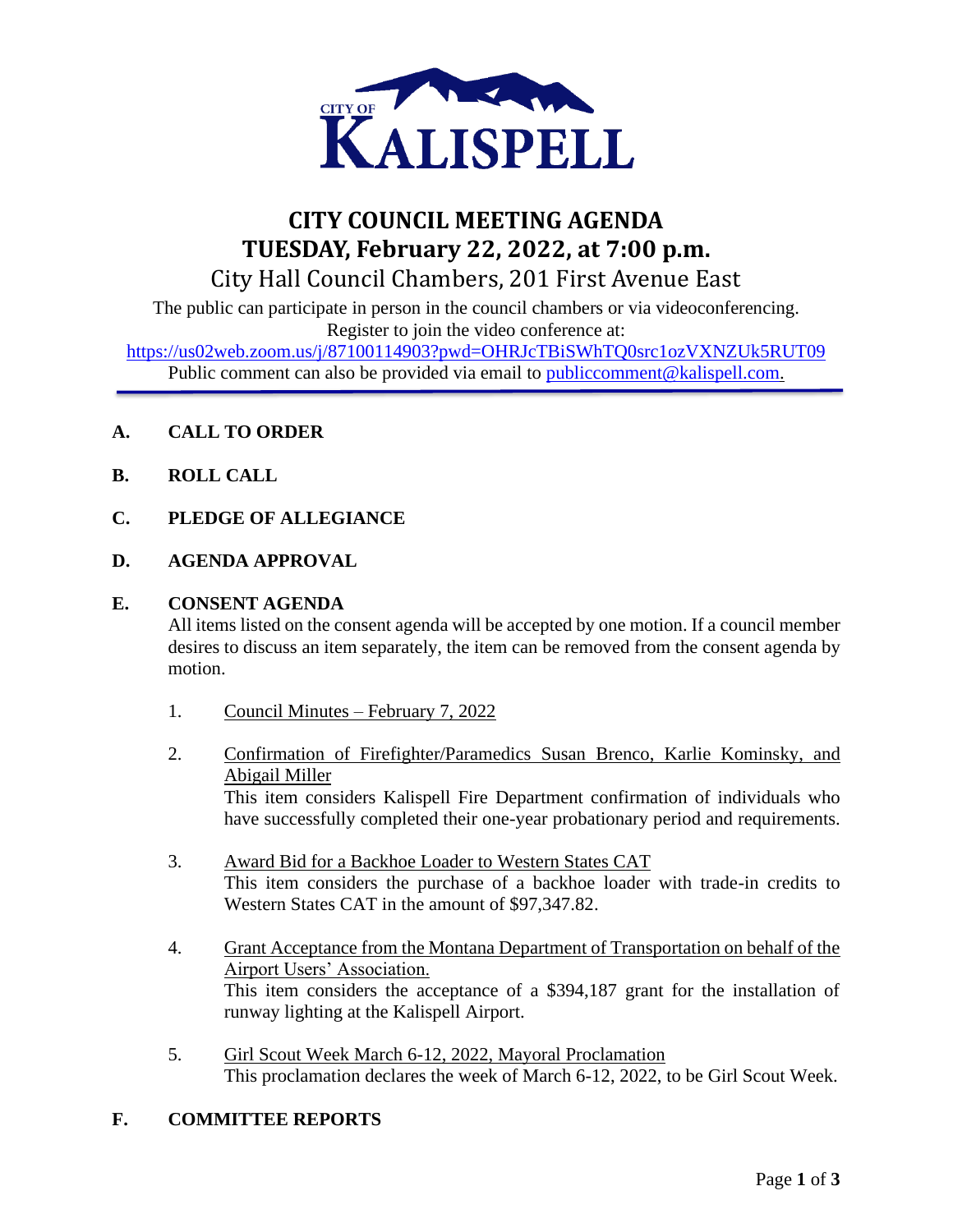CITY OF KALISPELL

# CITY COUNCIL MEETING AGENDA
# TUESDAY, February 22, 2022, at 7:00 p.m.
## City Hall Council Chambers, 201 First Avenue East

The public can participate in person in the council chambers or via videoconferencing. Register to join the video conference at:
https://us02web.zoom.us/j/87100114903?pwd=OHRJcTBiSWhTQ0src1ozVXNZUk5RUT09
Public comment can also be provided via email to publiccomment@kalispell.com.

**A. CALL TO ORDER**

**B. ROLL CALL**

**C. PLEDGE OF ALLEGIANCE**

**D. AGENDA APPROVAL**

**E. CONSENT AGENDA**

All items listed on the consent agenda will be accepted by one motion. If a council member desires to discuss an item separately, the item can be removed from the consent agenda by motion.

1. Council Minutes – February 7, 2022

2. Confirmation of Firefighter/Paramedics Susan Brenco, Karlie Kominsky, and Abigail Miller
   This item considers Kalispell Fire Department confirmation of individuals who have successfully completed their one-year probationary period and requirements.

3. Award Bid for a Backhoe Loader to Western States CAT
   This item considers the purchase of a backhoe loader with trade-in credits to Western States CAT in the amount of $97,347.82.

4. Grant Acceptance from the Montana Department of Transportation on behalf of the Airport Users' Association.
   This item considers the acceptance of a $394,187 grant for the installation of runway lighting at the Kalispell Airport.

5. Girl Scout Week March 6-12, 2022, Mayoral Proclamation
   This proclamation declares the week of March 6-12, 2022, to be Girl Scout Week.

**F. COMMITTEE REPORTS**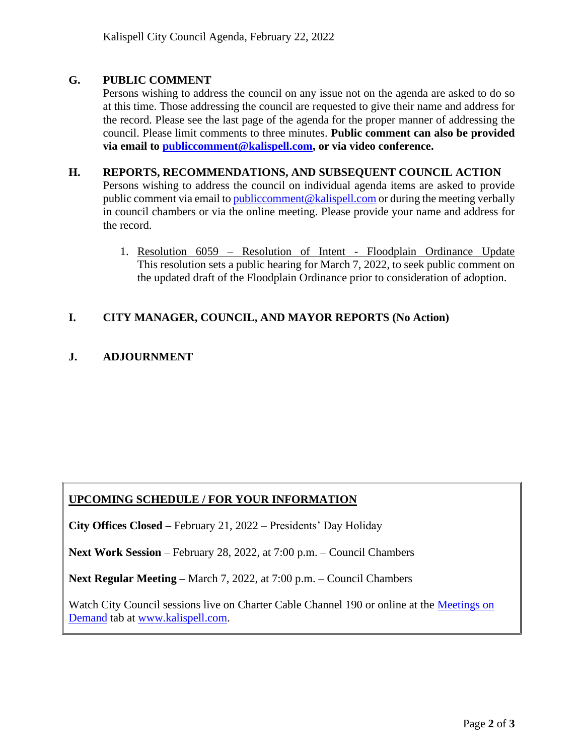## G. PUBLIC COMMENT

Persons wishing to address the council on any issue not on the agenda are asked to do so at this time. Those addressing the council are requested to give their name and address for the record. Please see the last page of the agenda for the proper manner of addressing the council. Please limit comments to three minutes. **Public comment can also be provided via email to publiccomment@kalispell.com, or via video conference.**

## H. REPORTS, RECOMMENDATIONS, AND SUBSEQUENT COUNCIL ACTION

Persons wishing to address the council on individual agenda items are asked to provide public comment via email to publiccomment@kalispell.com or during the meeting verbally in council chambers or via the online meeting. Please provide your name and address for the record.

1. Resolution 6059 – Resolution of Intent - Floodplain Ordinance Update
   This resolution sets a public hearing for March 7, 2022, to seek public comment on the updated draft of the Floodplain Ordinance prior to consideration of adoption.

## I. CITY MANAGER, COUNCIL, AND MAYOR REPORTS (No Action)

## J. ADJOURNMENT

---

**UPCOMING SCHEDULE / FOR YOUR INFORMATION**

**City Offices Closed –** February 21, 2022 – Presidents' Day Holiday

**Next Work Session** – February 28, 2022, at 7:00 p.m. – Council Chambers

**Next Regular Meeting –** March 7, 2022, at 7:00 p.m. – Council Chambers

Watch City Council sessions live on Charter Cable Channel 190 or online at the Meetings on Demand tab at www.kalispell.com.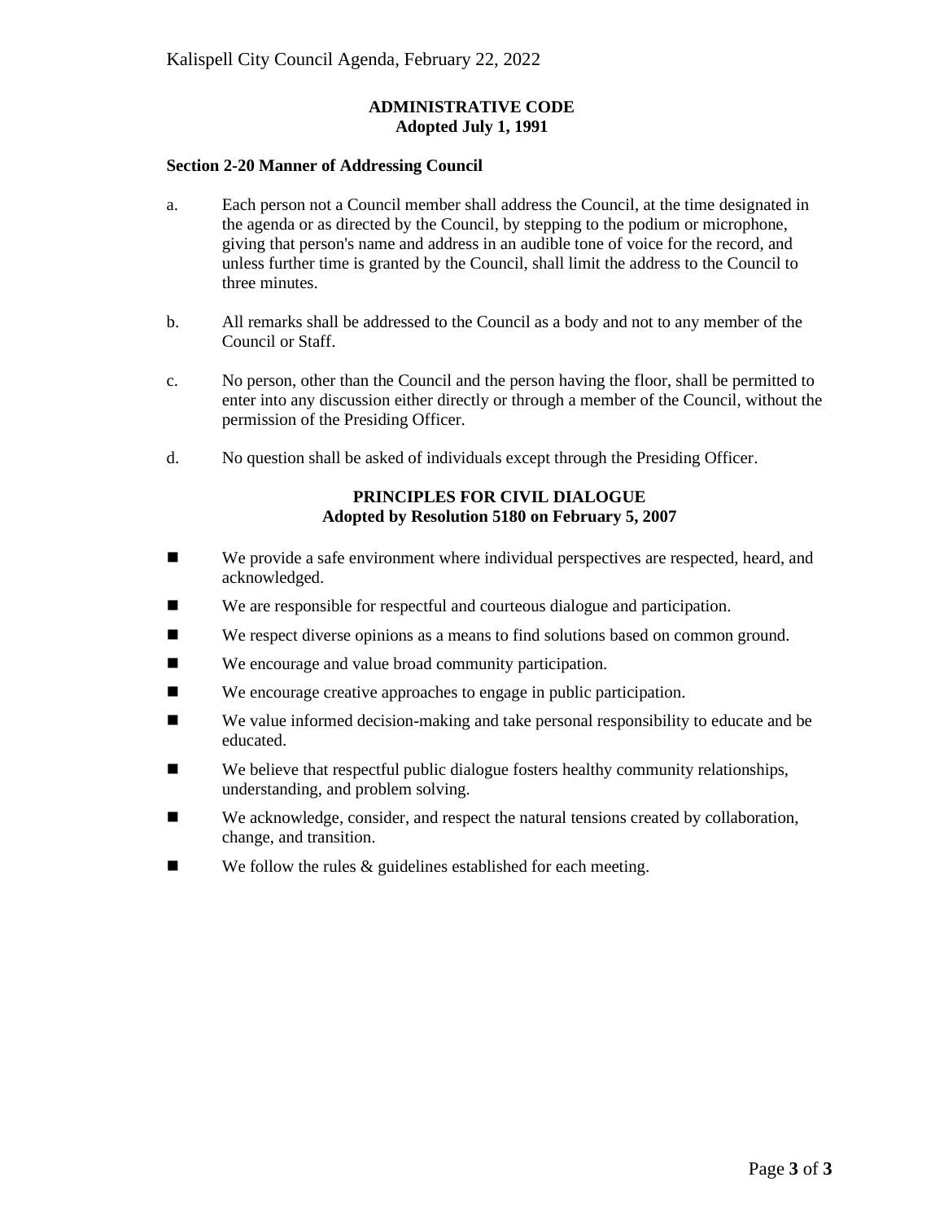## ADMINISTRATIVE CODE
**Adopted July 1, 1991**

### Section 2-20 Manner of Addressing Council

a. Each person not a Council member shall address the Council, at the time designated in the agenda or as directed by the Council, by stepping to the podium or microphone, giving that person's name and address in an audible tone of voice for the record, and unless further time is granted by the Council, shall limit the address to the Council to three minutes.

b. All remarks shall be addressed to the Council as a body and not to any member of the Council or Staff.

c. No person, other than the Council and the person having the floor, shall be permitted to enter into any discussion either directly or through a member of the Council, without the permission of the Presiding Officer.

d. No question shall be asked of individuals except through the Presiding Officer.

## PRINCIPLES FOR CIVIL DIALOGUE
**Adopted by Resolution 5180 on February 5, 2007**

- We provide a safe environment where individual perspectives are respected, heard, and acknowledged.
- We are responsible for respectful and courteous dialogue and participation.
- We respect diverse opinions as a means to find solutions based on common ground.
- We encourage and value broad community participation.
- We encourage creative approaches to engage in public participation.
- We value informed decision-making and take personal responsibility to educate and be educated.
- We believe that respectful public dialogue fosters healthy community relationships, understanding, and problem solving.
- We acknowledge, consider, and respect the natural tensions created by collaboration, change, and transition.
- We follow the rules & guidelines established for each meeting.